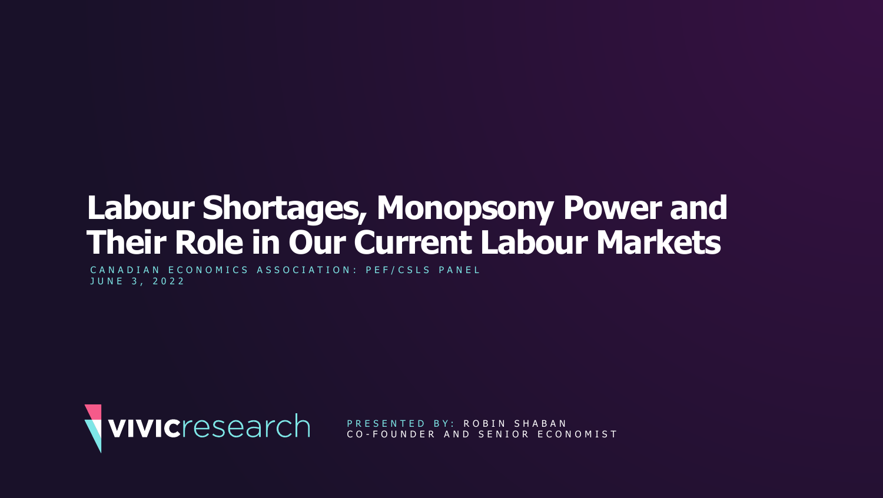# Labour Shortages, Monopsony Power and Their Role in Our Current Labour Markets

CANADIAN ECONOMICS ASSOCIATION: PEF/CSLS PANEL
JUNE 3, 2022

vivicresearch

PRESENTED BY: ROBIN SHABAN
CO-FOUNDER AND SENIOR ECONOMIST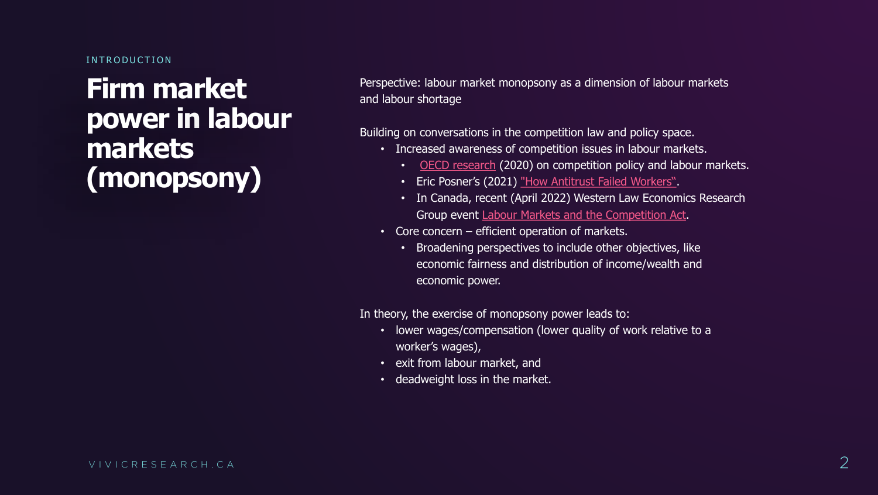INTRODUCTION

# Firm market power in labour markets (monopsony)

Perspective: labour market monopsony as a dimension of labour markets and labour shortage

Building on conversations in the competition law and policy space.

- Increased awareness of competition issues in labour markets.
  - OECD research (2020) on competition policy and labour markets.
  - Eric Posner's (2021) "How Antitrust Failed Workers".
  - In Canada, recent (April 2022) Western Law Economics Research Group event Labour Markets and the Competition Act.
- Core concern – efficient operation of markets.
  - Broadening perspectives to include other objectives, like economic fairness and distribution of income/wealth and economic power.

In theory, the exercise of monopsony power leads to:

- lower wages/compensation (lower quality of work relative to a worker's wages),
- exit from labour market, and
- deadweight loss in the market.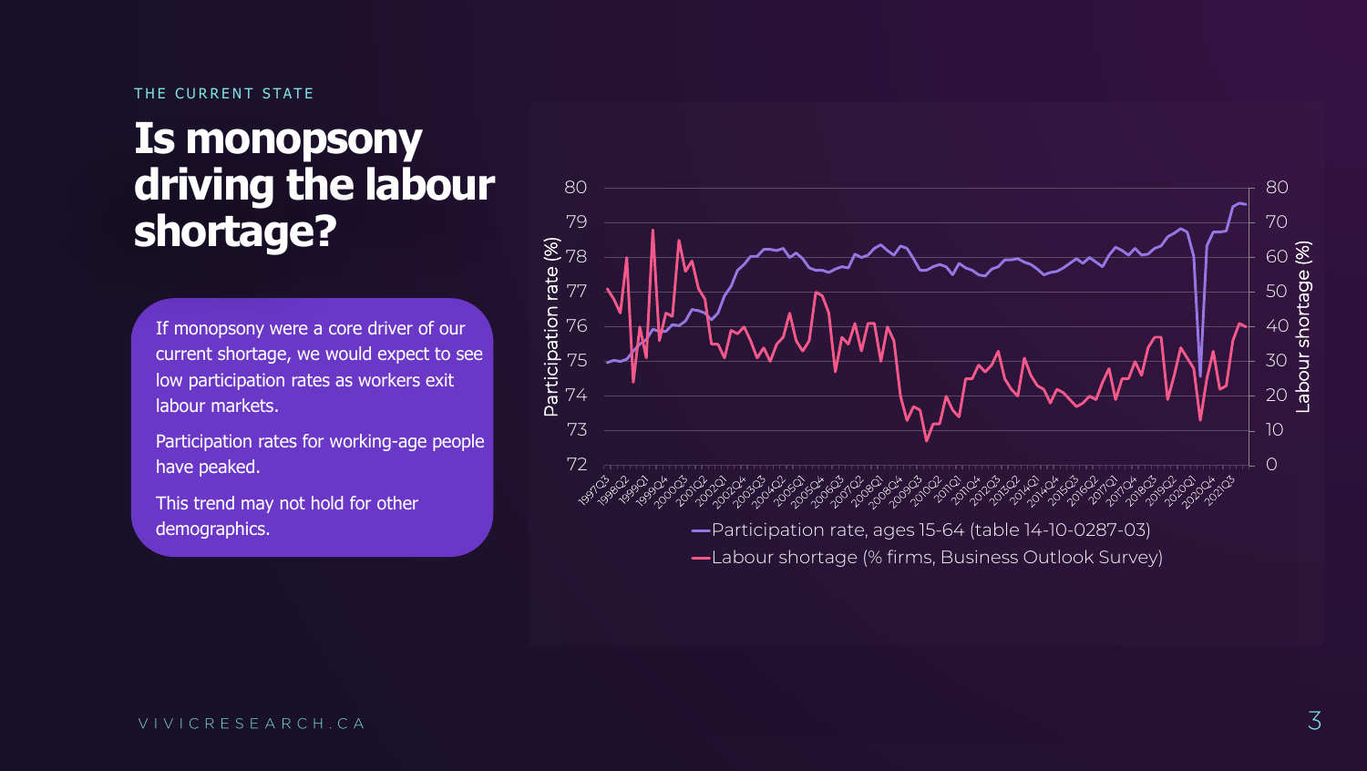THE CURRENT STATE

# Is monopsony driving the labour shortage?

If monopsony were a core driver of our current shortage, we would expect to see low participation rates as workers exit labour markets.

Participation rates for working-age people have peaked.

This trend may not hold for other demographics.

—Participation rate, ages 15-64 (table 14-10-0287-03)
—Labour shortage (% firms, Business Outlook Survey)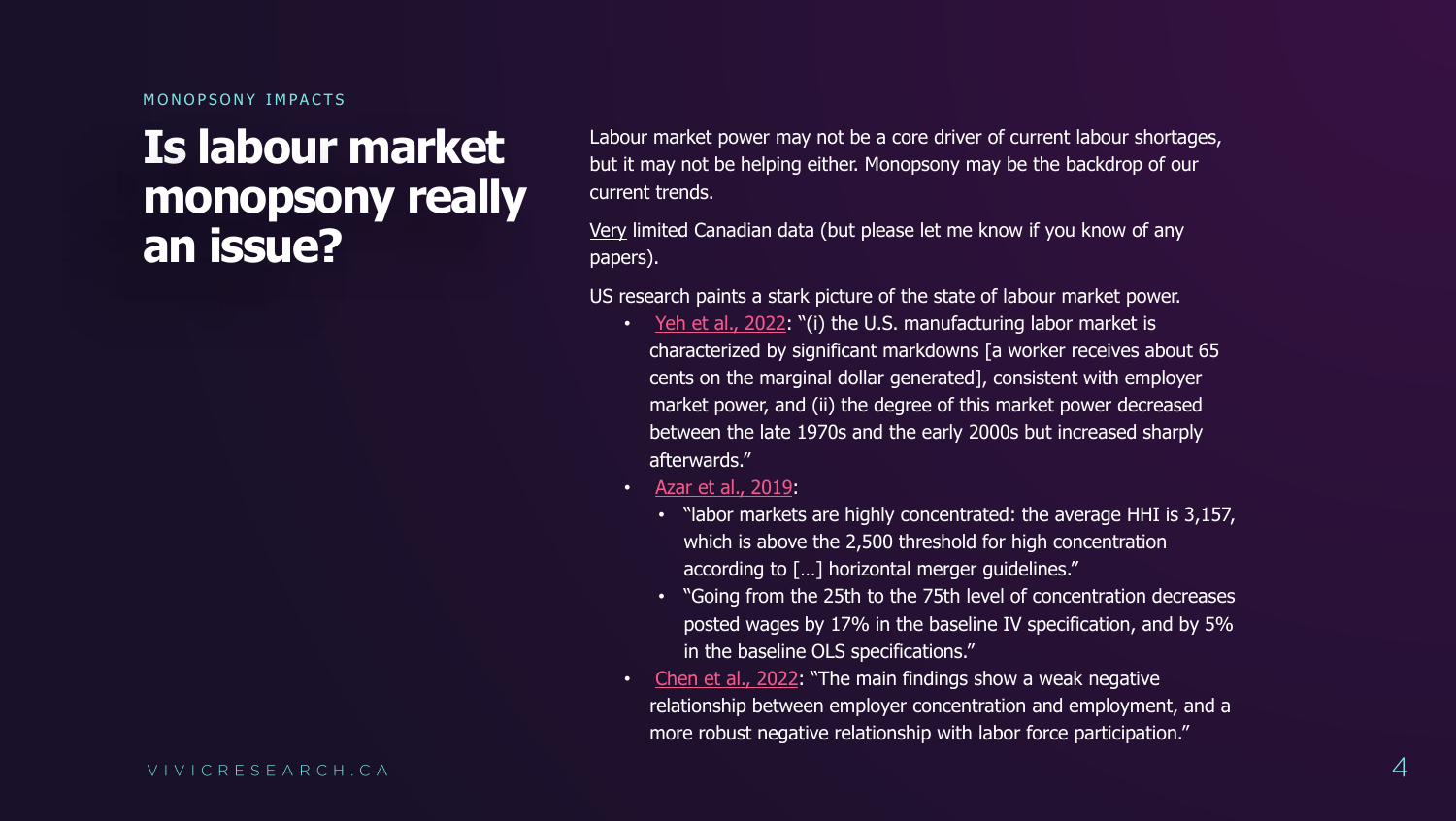MONOPSONY IMPACTS

# Is labour market monopsony really an issue?

Labour market power may not be a core driver of current labour shortages, but it may not be helping either. Monopsony may be the backdrop of our current trends.

Very limited Canadian data (but please let me know if you know of any papers).

US research paints a stark picture of the state of labour market power.

- Yeh et al., 2022: "(i) the U.S. manufacturing labor market is characterized by significant markdowns [a worker receives about 65 cents on the marginal dollar generated], consistent with employer market power, and (ii) the degree of this market power decreased between the late 1970s and the early 2000s but increased sharply afterwards."
- Azar et al., 2019:
  - "labor markets are highly concentrated: the average HHI is 3,157, which is above the 2,500 threshold for high concentration according to […] horizontal merger guidelines."
  - "Going from the 25th to the 75th level of concentration decreases posted wages by 17% in the baseline IV specification, and by 5% in the baseline OLS specifications."
- Chen et al., 2022: "The main findings show a weak negative relationship between employer concentration and employment, and a more robust negative relationship with labor force participation."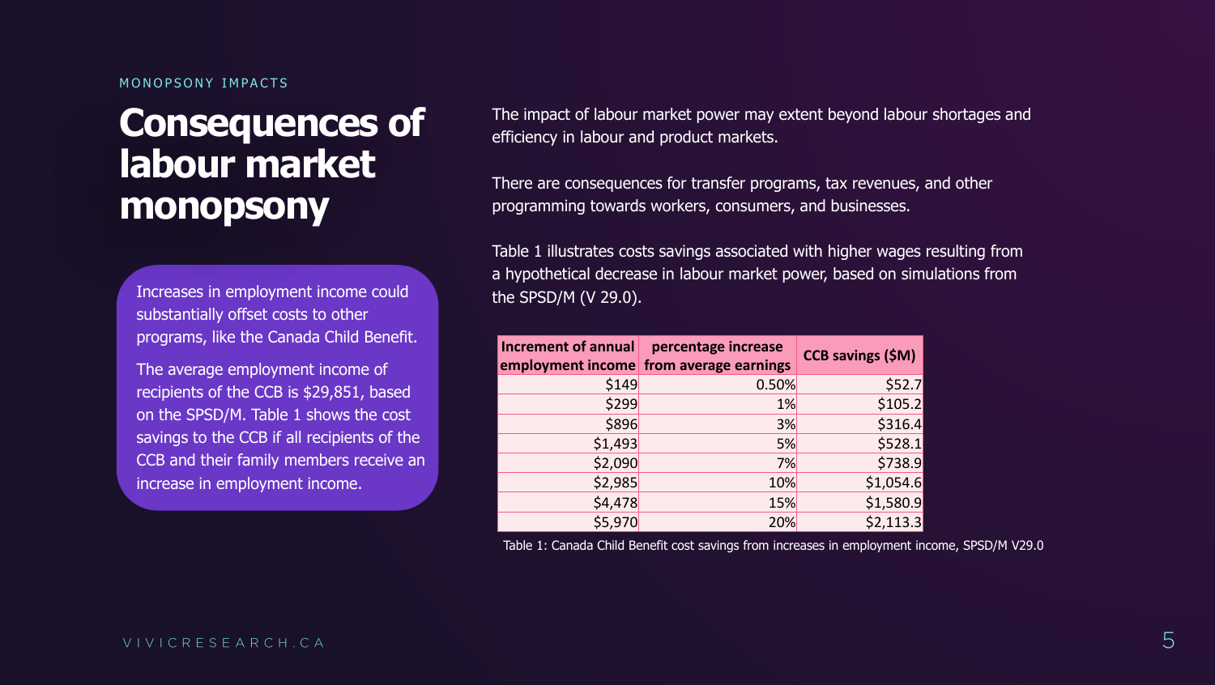MONOPSONY IMPACTS

# Consequences of labour market monopsony

Increases in employment income could substantially offset costs to other programs, like the Canada Child Benefit.

The average employment income of recipients of the CCB is $29,851, based on the SPSD/M. Table 1 shows the cost savings to the CCB if all recipients of the CCB and their family members receive an increase in employment income.

The impact of labour market power may extent beyond labour shortages and efficiency in labour and product markets.

There are consequences for transfer programs, tax revenues, and other programming towards workers, consumers, and businesses.

Table 1 illustrates costs savings associated with higher wages resulting from a hypothetical decrease in labour market power, based on simulations from the SPSD/M (V 29.0).

| Increment of annual employment income | percentage increase from average earnings | CCB savings ($M) |
|---:|---:|---:|
| $149 | 0.50% | $52.7 |
| $299 | 1% | $105.2 |
| $896 | 3% | $316.4 |
| $1,493 | 5% | $528.1 |
| $2,090 | 7% | $738.9 |
| $2,985 | 10% | $1,054.6 |
| $4,478 | 15% | $1,580.9 |
| $5,970 | 20% | $2,113.3 |

Table 1: Canada Child Benefit cost savings from increases in employment income, SPSD/M V29.0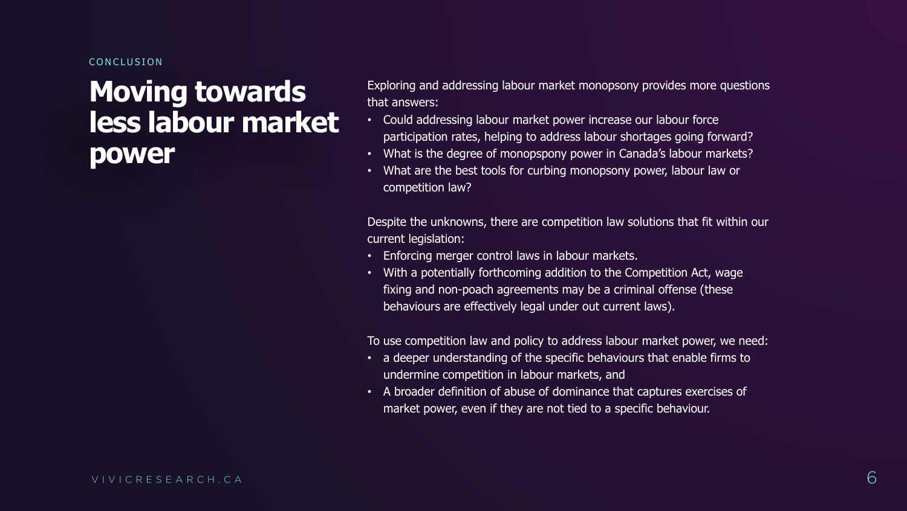CONCLUSION

# Moving towards less labour market power

Exploring and addressing labour market monopsony provides more questions that answers:

- Could addressing labour market power increase our labour force participation rates, helping to address labour shortages going forward?
- What is the degree of monopspony power in Canada's labour markets?
- What are the best tools for curbing monopsony power, labour law or competition law?

Despite the unknowns, there are competition law solutions that fit within our current legislation:

- Enforcing merger control laws in labour markets.
- With a potentially forthcoming addition to the Competition Act, wage fixing and non-poach agreements may be a criminal offense (these behaviours are effectively legal under out current laws).

To use competition law and policy to address labour market power, we need:

- a deeper understanding of the specific behaviours that enable firms to undermine competition in labour markets, and
- A broader definition of abuse of dominance that captures exercises of market power, even if they are not tied to a specific behaviour.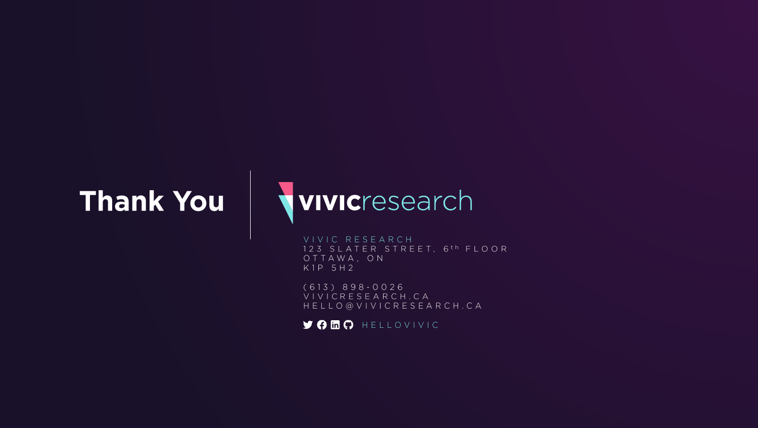# Thank You

vivicresearch

VIVIC RESEARCH
123 SLATER STREET, 6th FLOOR
OTTAWA, ON
K1P 5H2

(613) 898-0026
VIVICRESEARCH.CA
HELLO@VIVICRESEARCH.CA

HELLOVIVIC